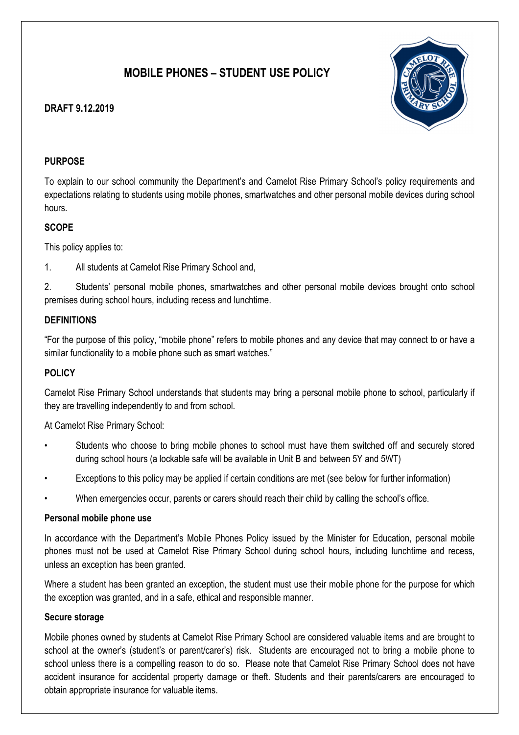# MOBILE PHONES – STUDENT USE POLICY

**DRAFT 9.12.2019**

## PURPOSE

To explain to our school community the Department's and Camelot Rise Primary School's policy requirements and expectations relating to students using mobile phones, smartwatches and other personal mobile devices during school hours.

## SCOPE

This policy applies to:

1. All students at Camelot Rise Primary School and,

2. Students' personal mobile phones, smartwatches and other personal mobile devices brought onto school premises during school hours, including recess and lunchtime.

## DEFINITIONS

"For the purpose of this policy, "mobile phone" refers to mobile phones and any device that may connect to or have a similar functionality to a mobile phone such as smart watches."

## POLICY

Camelot Rise Primary School understands that students may bring a personal mobile phone to school, particularly if they are travelling independently to and from school.

At Camelot Rise Primary School:

- Students who choose to bring mobile phones to school must have them switched off and securely stored during school hours (a lockable safe will be available in Unit B and between 5Y and 5WT)
- Exceptions to this policy may be applied if certain conditions are met (see below for further information)
- When emergencies occur, parents or carers should reach their child by calling the school's office.

### Personal mobile phone use

In accordance with the Department's Mobile Phones Policy issued by the Minister for Education, personal mobile phones must not be used at Camelot Rise Primary School during school hours, including lunchtime and recess, unless an exception has been granted.

Where a student has been granted an exception, the student must use their mobile phone for the purpose for which the exception was granted, and in a safe, ethical and responsible manner.

### Secure storage

Mobile phones owned by students at Camelot Rise Primary School are considered valuable items and are brought to school at the owner's (student's or parent/carer's) risk. Students are encouraged not to bring a mobile phone to school unless there is a compelling reason to do so. Please note that Camelot Rise Primary School does not have accident insurance for accidental property damage or theft. Students and their parents/carers are encouraged to obtain appropriate insurance for valuable items.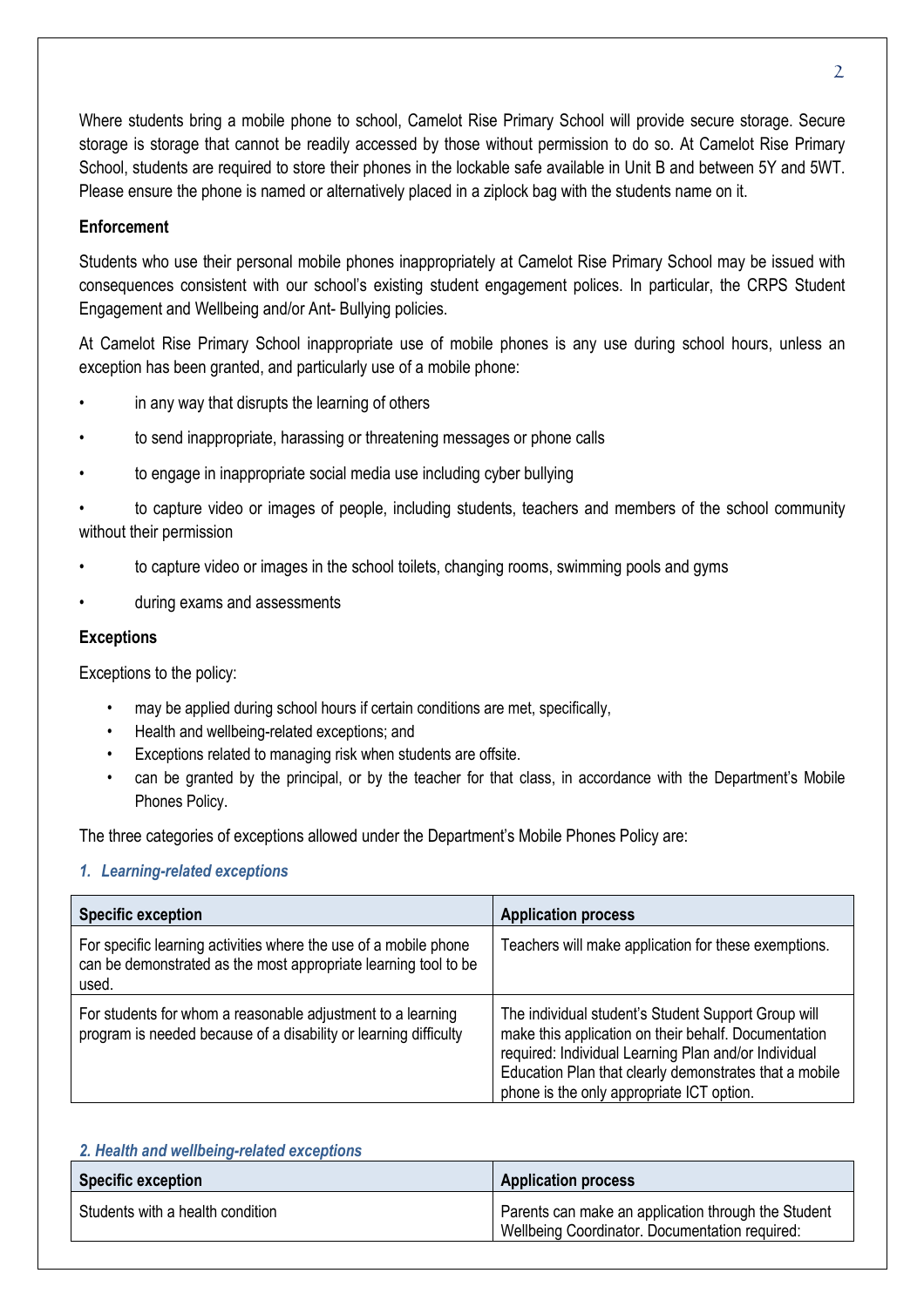Where students bring a mobile phone to school, Camelot Rise Primary School will provide secure storage. Secure storage is storage that cannot be readily accessed by those without permission to do so. At Camelot Rise Primary School, students are required to store their phones in the lockable safe available in Unit B and between 5Y and 5WT. Please ensure the phone is named or alternatively placed in a ziplock bag with the students name on it.

**Enforcement**

Students who use their personal mobile phones inappropriately at Camelot Rise Primary School may be issued with consequences consistent with our school's existing student engagement polices. In particular, the CRPS Student Engagement and Wellbeing and/or Ant- Bullying policies.

At Camelot Rise Primary School inappropriate use of mobile phones is any use during school hours, unless an exception has been granted, and particularly use of a mobile phone:

- in any way that disrupts the learning of others
- to send inappropriate, harassing or threatening messages or phone calls
- to engage in inappropriate social media use including cyber bullying
- to capture video or images of people, including students, teachers and members of the school community without their permission
- to capture video or images in the school toilets, changing rooms, swimming pools and gyms
- during exams and assessments

**Exceptions**

Exceptions to the policy:

- may be applied during school hours if certain conditions are met, specifically,
- Health and wellbeing-related exceptions; and
- Exceptions related to managing risk when students are offsite.
- can be granted by the principal, or by the teacher for that class, in accordance with the Department's Mobile Phones Policy.

The three categories of exceptions allowed under the Department's Mobile Phones Policy are:

***1. Learning-related exceptions***

| Specific exception | Application process |
|---|---|
| For specific learning activities where the use of a mobile phone can be demonstrated as the most appropriate learning tool to be used. | Teachers will make application for these exemptions. |
| For students for whom a reasonable adjustment to a learning program is needed because of a disability or learning difficulty | The individual student's Student Support Group will make this application on their behalf. Documentation required: Individual Learning Plan and/or Individual Education Plan that clearly demonstrates that a mobile phone is the only appropriate ICT option. |

***2. Health and wellbeing-related exceptions***

| Specific exception | Application process |
|---|---|
| Students with a health condition | Parents can make an application through the Student Wellbeing Coordinator. Documentation required: |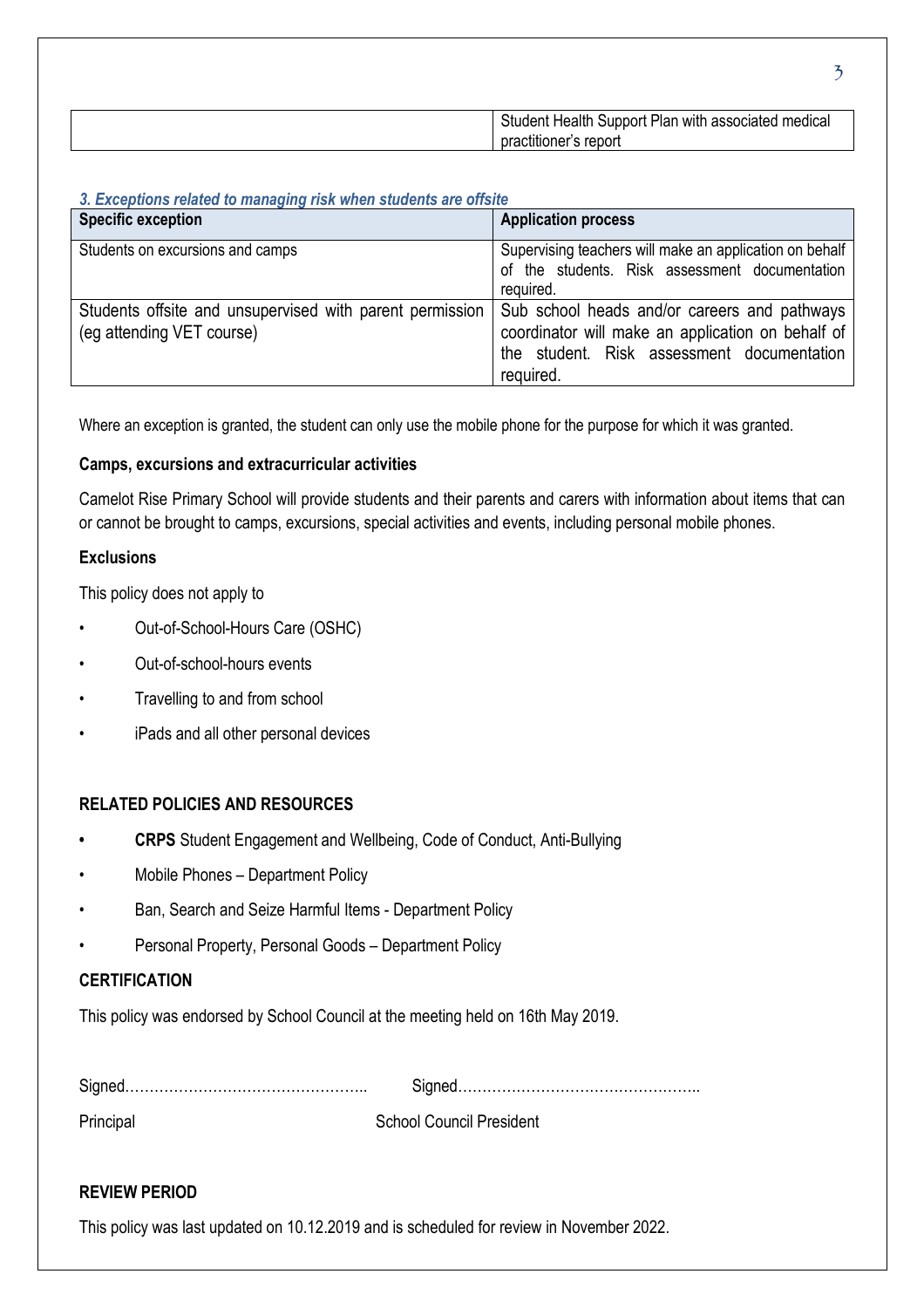| | |
|---|---|
| | Student Health Support Plan with associated medical practitioner's report |

*3. Exceptions related to managing risk when students are offsite*

| Specific exception | Application process |
|---|---|
| Students on excursions and camps | Supervising teachers will make an application on behalf of the students. Risk assessment documentation required. |
| Students offsite and unsupervised with parent permission (eg attending VET course) | Sub school heads and/or careers and pathways coordinator will make an application on behalf of the student. Risk assessment documentation required. |

Where an exception is granted, the student can only use the mobile phone for the purpose for which it was granted.

**Camps, excursions and extracurricular activities**

Camelot Rise Primary School will provide students and their parents and carers with information about items that can or cannot be brought to camps, excursions, special activities and events, including personal mobile phones.

**Exclusions**

This policy does not apply to

- Out-of-School-Hours Care (OSHC)
- Out-of-school-hours events
- Travelling to and from school
- iPads and all other personal devices

**RELATED POLICIES AND RESOURCES**

- **CRPS** Student Engagement and Wellbeing, Code of Conduct, Anti-Bullying
- Mobile Phones – Department Policy
- Ban, Search and Seize Harmful Items - Department Policy
- Personal Property, Personal Goods – Department Policy

**CERTIFICATION**

This policy was endorsed by School Council at the meeting held on 16th May 2019.

Signed…………………………………………..    Signed…………………………………………..

Principal    School Council President

**REVIEW PERIOD**

This policy was last updated on 10.12.2019 and is scheduled for review in November 2022.